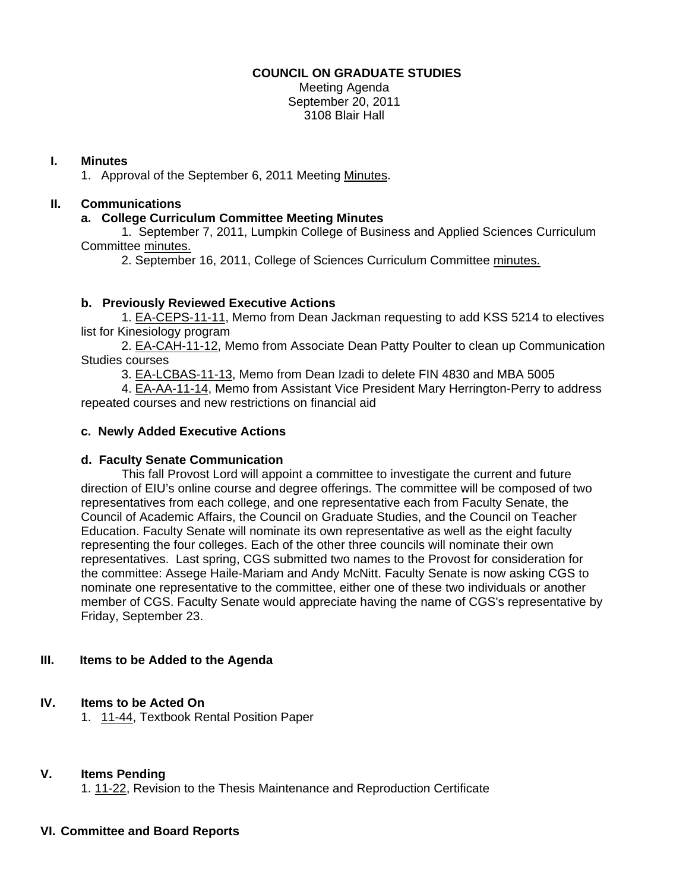# COUNCIL ON GRADUATE STUDIES

Meeting Agenda
September 20, 2011
3108 Blair Hall

## I. Minutes

1. Approval of the September 6, 2011 Meeting Minutes.

## II. Communications

### a. College Curriculum Committee Meeting Minutes

1. September 7, 2011, Lumpkin College of Business and Applied Sciences Curriculum Committee minutes.
2. September 16, 2011, College of Sciences Curriculum Committee minutes.

### b. Previously Reviewed Executive Actions

1. EA-CEPS-11-11, Memo from Dean Jackman requesting to add KSS 5214 to electives list for Kinesiology program
2. EA-CAH-11-12, Memo from Associate Dean Patty Poulter to clean up Communication Studies courses
3. EA-LCBAS-11-13, Memo from Dean Izadi to delete FIN 4830 and MBA 5005
4. EA-AA-11-14, Memo from Assistant Vice President Mary Herrington-Perry to address repeated courses and new restrictions on financial aid

### c. Newly Added Executive Actions

### d. Faculty Senate Communication

This fall Provost Lord will appoint a committee to investigate the current and future direction of EIU's online course and degree offerings. The committee will be composed of two representatives from each college, and one representative each from Faculty Senate, the Council of Academic Affairs, the Council on Graduate Studies, and the Council on Teacher Education. Faculty Senate will nominate its own representative as well as the eight faculty representing the four colleges. Each of the other three councils will nominate their own representatives. Last spring, CGS submitted two names to the Provost for consideration for the committee: Assege Haile-Mariam and Andy McNitt. Faculty Senate is now asking CGS to nominate one representative to the committee, either one of these two individuals or another member of CGS. Faculty Senate would appreciate having the name of CGS's representative by Friday, September 23.

## III. Items to be Added to the Agenda

## IV. Items to be Acted On

1. 11-44, Textbook Rental Position Paper

## V. Items Pending

1. 11-22, Revision to the Thesis Maintenance and Reproduction Certificate

## VI. Committee and Board Reports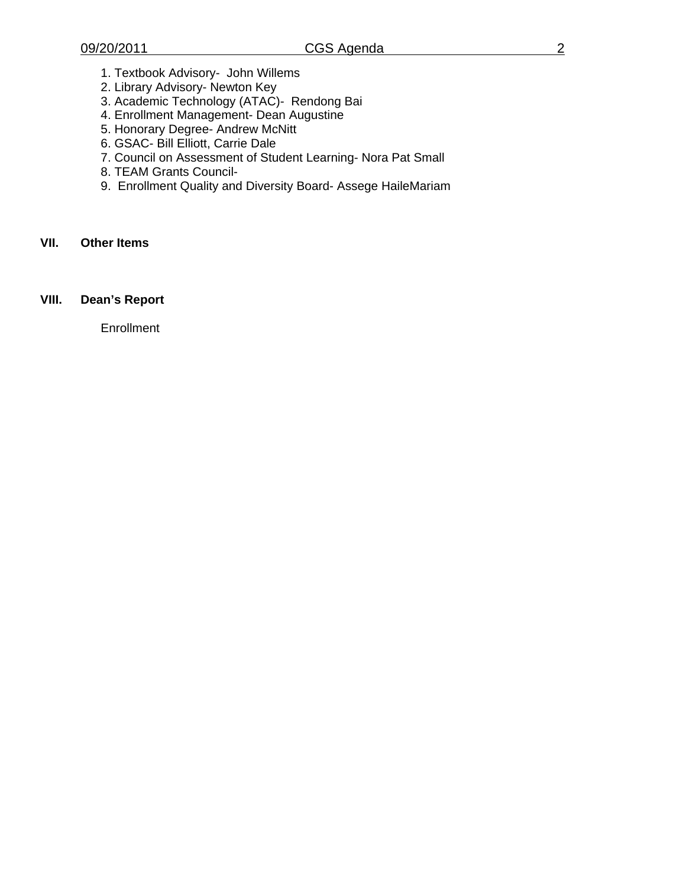1. Textbook Advisory- John Willems
2. Library Advisory- Newton Key
3. Academic Technology (ATAC)- Rendong Bai
4. Enrollment Management- Dean Augustine
5. Honorary Degree- Andrew McNitt
6. GSAC- Bill Elliott, Carrie Dale
7. Council on Assessment of Student Learning- Nora Pat Small
8. TEAM Grants Council-
9. Enrollment Quality and Diversity Board- Assege HaileMariam

## VII. Other Items

## VIII. Dean's Report

Enrollment